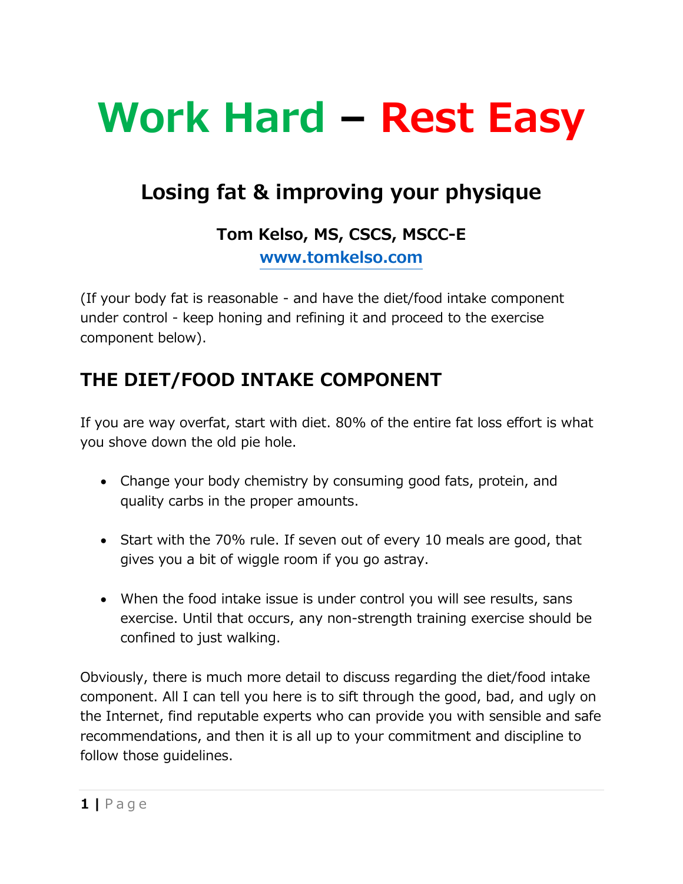# Work Hard – Rest Easy

## Losing fat & improving your physique

**Tom Kelso, MS, CSCS, MSCC-E**
**www.tomkelso.com**

(If your body fat is reasonable - and have the diet/food intake component under control - keep honing and refining it and proceed to the exercise component below).

## THE DIET/FOOD INTAKE COMPONENT

If you are way overfat, start with diet. 80% of the entire fat loss effort is what you shove down the old pie hole.

- Change your body chemistry by consuming good fats, protein, and quality carbs in the proper amounts.
- Start with the 70% rule. If seven out of every 10 meals are good, that gives you a bit of wiggle room if you go astray.
- When the food intake issue is under control you will see results, sans exercise. Until that occurs, any non-strength training exercise should be confined to just walking.

Obviously, there is much more detail to discuss regarding the diet/food intake component. All I can tell you here is to sift through the good, bad, and ugly on the Internet, find reputable experts who can provide you with sensible and safe recommendations, and then it is all up to your commitment and discipline to follow those guidelines.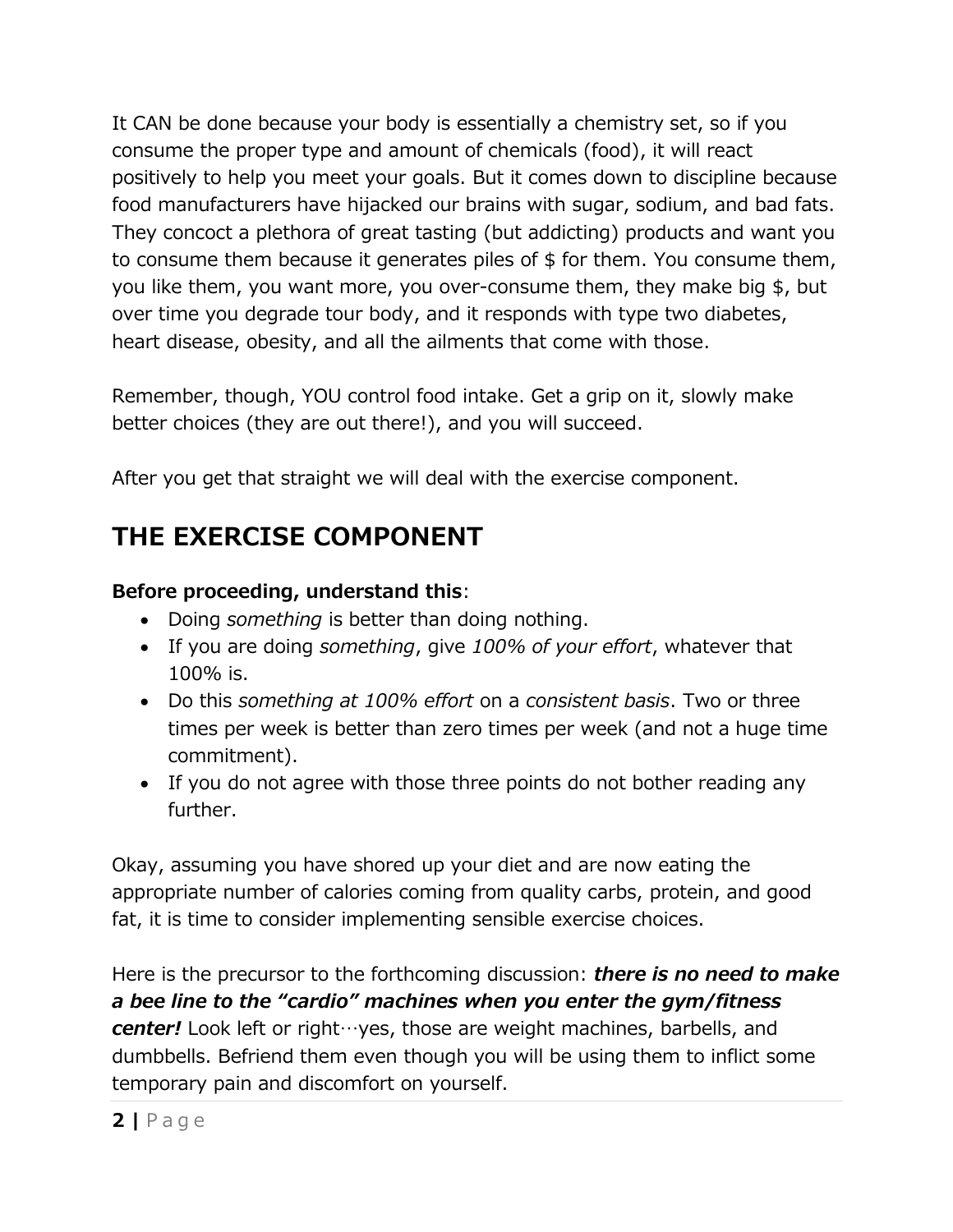It CAN be done because your body is essentially a chemistry set, so if you consume the proper type and amount of chemicals (food), it will react positively to help you meet your goals. But it comes down to discipline because food manufacturers have hijacked our brains with sugar, sodium, and bad fats. They concoct a plethora of great tasting (but addicting) products and want you to consume them because it generates piles of $ for them. You consume them, you like them, you want more, you over-consume them, they make big $, but over time you degrade tour body, and it responds with type two diabetes, heart disease, obesity, and all the ailments that come with those.

Remember, though, YOU control food intake. Get a grip on it, slowly make better choices (they are out there!), and you will succeed.

After you get that straight we will deal with the exercise component.

## THE EXERCISE COMPONENT

**Before proceeding, understand this**:

- Doing *something* is better than doing nothing.
- If you are doing *something*, give *100% of your effort*, whatever that 100% is.
- Do this *something at 100% effort* on a *consistent basis*. Two or three times per week is better than zero times per week (and not a huge time commitment).
- If you do not agree with those three points do not bother reading any further.

Okay, assuming you have shored up your diet and are now eating the appropriate number of calories coming from quality carbs, protein, and good fat, it is time to consider implementing sensible exercise choices.

Here is the precursor to the forthcoming discussion: ***there is no need to make a bee line to the "cardio" machines when you enter the gym/fitness center!*** Look left or right…yes, those are weight machines, barbells, and dumbbells. Befriend them even though you will be using them to inflict some temporary pain and discomfort on yourself.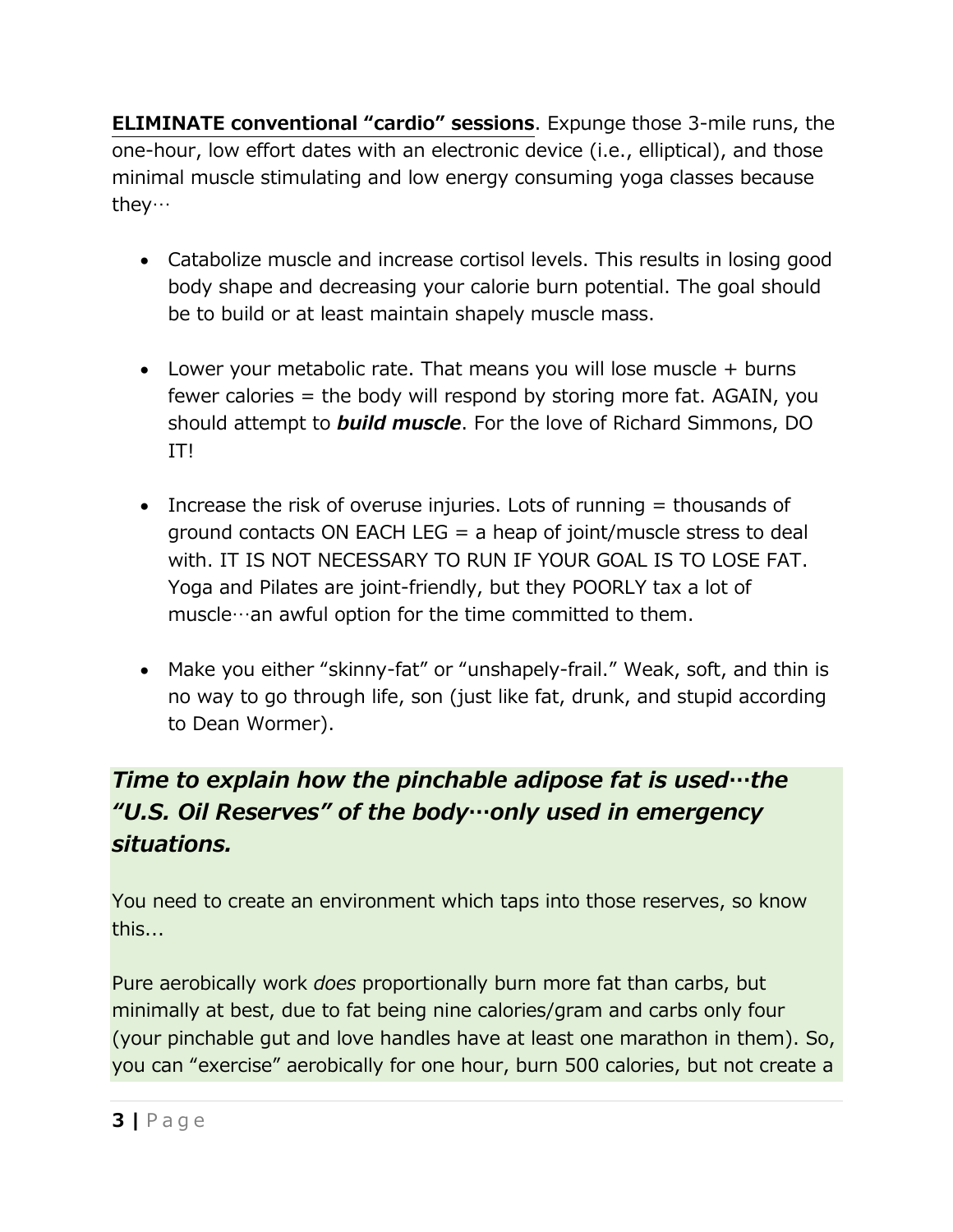**ELIMINATE conventional "cardio" sessions**. Expunge those 3-mile runs, the one-hour, low effort dates with an electronic device (i.e., elliptical), and those minimal muscle stimulating and low energy consuming yoga classes because they…

- Catabolize muscle and increase cortisol levels. This results in losing good body shape and decreasing your calorie burn potential. The goal should be to build or at least maintain shapely muscle mass.

- Lower your metabolic rate. That means you will lose muscle + burns fewer calories = the body will respond by storing more fat. AGAIN, you should attempt to ***build muscle***. For the love of Richard Simmons, DO IT!

- Increase the risk of overuse injuries. Lots of running = thousands of ground contacts ON EACH LEG = a heap of joint/muscle stress to deal with. IT IS NOT NECESSARY TO RUN IF YOUR GOAL IS TO LOSE FAT. Yoga and Pilates are joint-friendly, but they POORLY tax a lot of muscle…an awful option for the time committed to them.

- Make you either "skinny-fat" or "unshapely-frail." Weak, soft, and thin is no way to go through life, son (just like fat, drunk, and stupid according to Dean Wormer).

## *Time to explain how the pinchable adipose fat is used…the "U.S. Oil Reserves" of the body…only used in emergency situations.*

You need to create an environment which taps into those reserves, so know this...

Pure aerobically work *does* proportionally burn more fat than carbs, but minimally at best, due to fat being nine calories/gram and carbs only four (your pinchable gut and love handles have at least one marathon in them). So, you can "exercise" aerobically for one hour, burn 500 calories, but not create a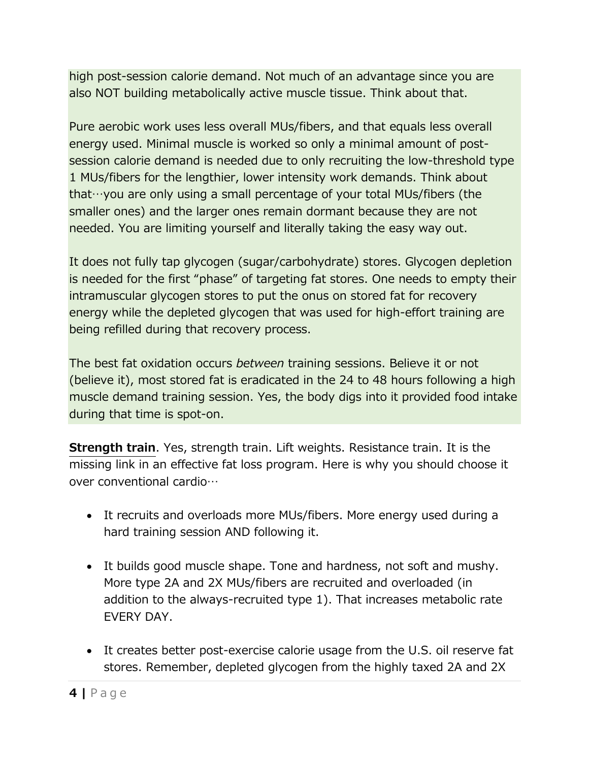high post-session calorie demand. Not much of an advantage since you are also NOT building metabolically active muscle tissue. Think about that.

Pure aerobic work uses less overall MUs/fibers, and that equals less overall energy used. Minimal muscle is worked so only a minimal amount of post-session calorie demand is needed due to only recruiting the low-threshold type 1 MUs/fibers for the lengthier, lower intensity work demands. Think about that…you are only using a small percentage of your total MUs/fibers (the smaller ones) and the larger ones remain dormant because they are not needed. You are limiting yourself and literally taking the easy way out.

It does not fully tap glycogen (sugar/carbohydrate) stores. Glycogen depletion is needed for the first "phase" of targeting fat stores. One needs to empty their intramuscular glycogen stores to put the onus on stored fat for recovery energy while the depleted glycogen that was used for high-effort training are being refilled during that recovery process.

The best fat oxidation occurs *between* training sessions. Believe it or not (believe it), most stored fat is eradicated in the 24 to 48 hours following a high muscle demand training session. Yes, the body digs into it provided food intake during that time is spot-on.

**Strength train**. Yes, strength train. Lift weights. Resistance train. It is the missing link in an effective fat loss program. Here is why you should choose it over conventional cardio…

- It recruits and overloads more MUs/fibers. More energy used during a hard training session AND following it.

- It builds good muscle shape. Tone and hardness, not soft and mushy. More type 2A and 2X MUs/fibers are recruited and overloaded (in addition to the always-recruited type 1). That increases metabolic rate EVERY DAY.

- It creates better post-exercise calorie usage from the U.S. oil reserve fat stores. Remember, depleted glycogen from the highly taxed 2A and 2X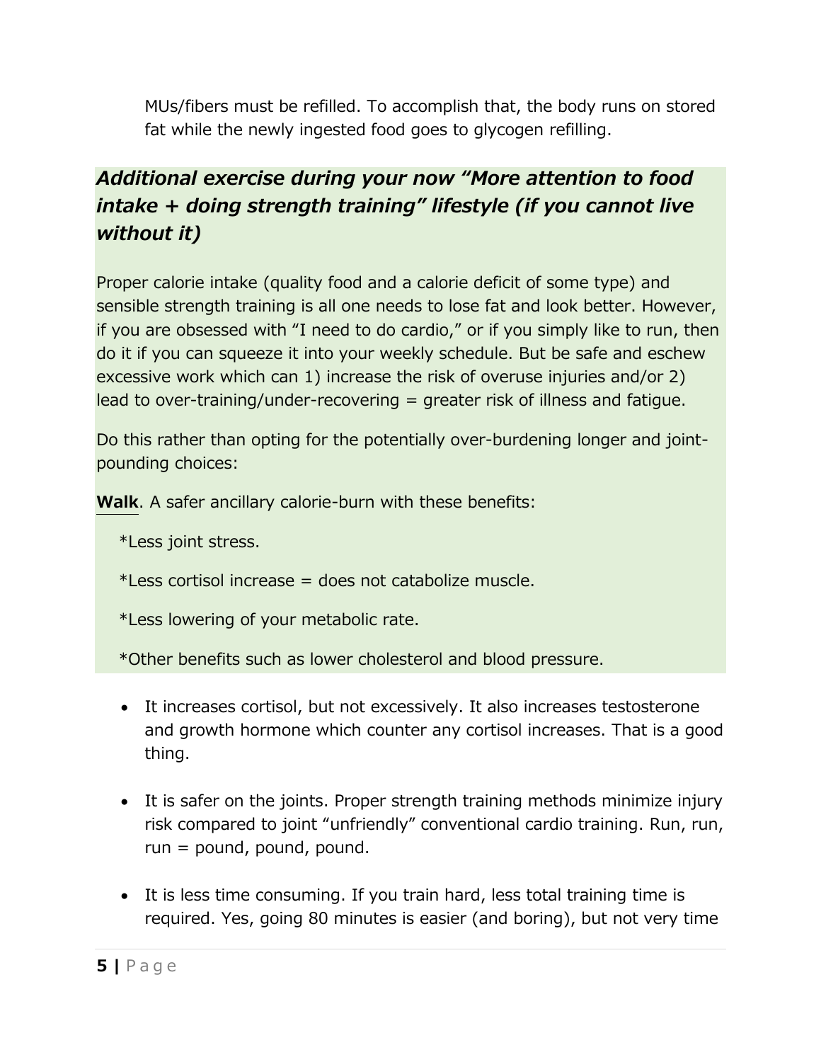MUs/fibers must be refilled. To accomplish that, the body runs on stored fat while the newly ingested food goes to glycogen refilling.

## *Additional exercise during your now "More attention to food intake + doing strength training" lifestyle (if you cannot live without it)*

Proper calorie intake (quality food and a calorie deficit of some type) and sensible strength training is all one needs to lose fat and look better. However, if you are obsessed with "I need to do cardio," or if you simply like to run, then do it if you can squeeze it into your weekly schedule. But be safe and eschew excessive work which can 1) increase the risk of overuse injuries and/or 2) lead to over-training/under-recovering = greater risk of illness and fatigue.

Do this rather than opting for the potentially over-burdening longer and joint-pounding choices:

**Walk**. A safer ancillary calorie-burn with these benefits:

*Less joint stress.

*Less cortisol increase = does not catabolize muscle.

*Less lowering of your metabolic rate.

*Other benefits such as lower cholesterol and blood pressure.

- It increases cortisol, but not excessively. It also increases testosterone and growth hormone which counter any cortisol increases. That is a good thing.

- It is safer on the joints. Proper strength training methods minimize injury risk compared to joint "unfriendly" conventional cardio training. Run, run, run = pound, pound, pound.

- It is less time consuming. If you train hard, less total training time is required. Yes, going 80 minutes is easier (and boring), but not very time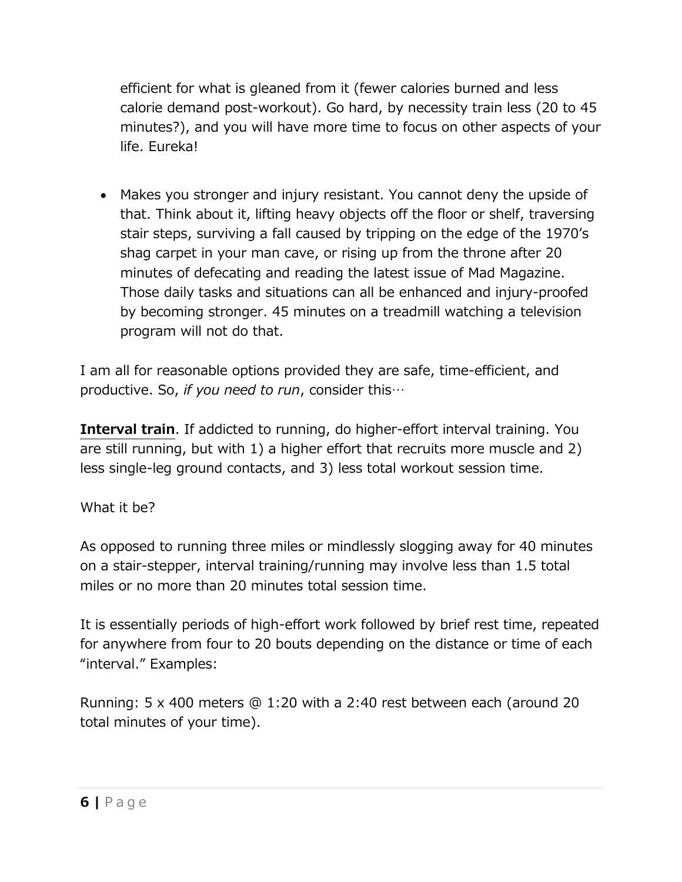efficient for what is gleaned from it (fewer calories burned and less calorie demand post-workout). Go hard, by necessity train less (20 to 45 minutes?), and you will have more time to focus on other aspects of your life. Eureka!

- Makes you stronger and injury resistant. You cannot deny the upside of that. Think about it, lifting heavy objects off the floor or shelf, traversing stair steps, surviving a fall caused by tripping on the edge of the 1970's shag carpet in your man cave, or rising up from the throne after 20 minutes of defecating and reading the latest issue of Mad Magazine. Those daily tasks and situations can all be enhanced and injury-proofed by becoming stronger. 45 minutes on a treadmill watching a television program will not do that.

I am all for reasonable options provided they are safe, time-efficient, and productive. So, *if you need to run*, consider this…

**Interval train**. If addicted to running, do higher-effort interval training. You are still running, but with 1) a higher effort that recruits more muscle and 2) less single-leg ground contacts, and 3) less total workout session time.

What it be?

As opposed to running three miles or mindlessly slogging away for 40 minutes on a stair-stepper, interval training/running may involve less than 1.5 total miles or no more than 20 minutes total session time.

It is essentially periods of high-effort work followed by brief rest time, repeated for anywhere from four to 20 bouts depending on the distance or time of each "interval." Examples:

Running: 5 x 400 meters @ 1:20 with a 2:40 rest between each (around 20 total minutes of your time).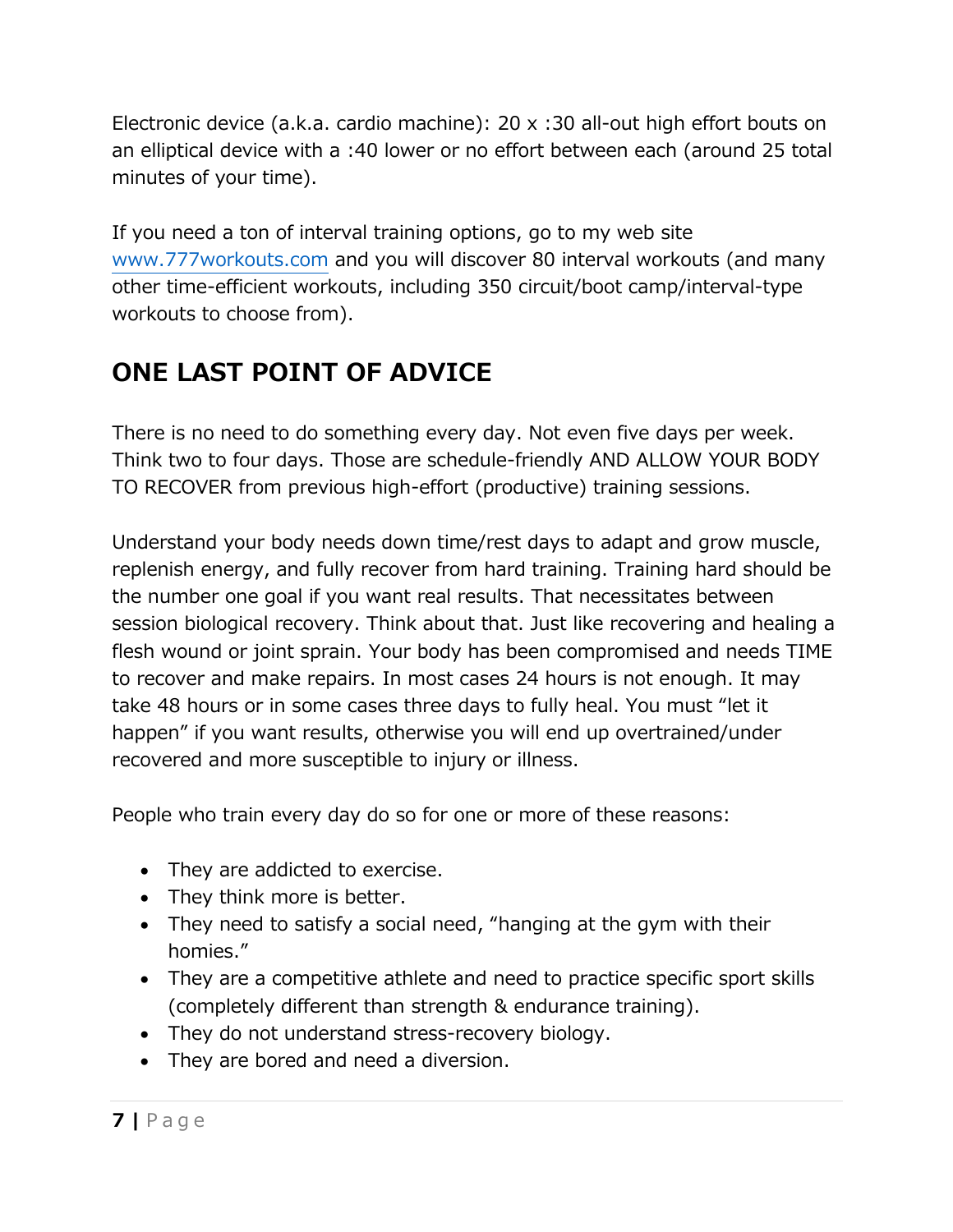Electronic device (a.k.a. cardio machine): 20 x :30 all-out high effort bouts on an elliptical device with a :40 lower or no effort between each (around 25 total minutes of your time).

If you need a ton of interval training options, go to my web site [www.777workouts.com](http://www.777workouts.com) and you will discover 80 interval workouts (and many other time-efficient workouts, including 350 circuit/boot camp/interval-type workouts to choose from).

## ONE LAST POINT OF ADVICE

There is no need to do something every day. Not even five days per week. Think two to four days. Those are schedule-friendly AND ALLOW YOUR BODY TO RECOVER from previous high-effort (productive) training sessions.

Understand your body needs down time/rest days to adapt and grow muscle, replenish energy, and fully recover from hard training. Training hard should be the number one goal if you want real results. That necessitates between session biological recovery. Think about that. Just like recovering and healing a flesh wound or joint sprain. Your body has been compromised and needs TIME to recover and make repairs. In most cases 24 hours is not enough. It may take 48 hours or in some cases three days to fully heal. You must "let it happen" if you want results, otherwise you will end up overtrained/under recovered and more susceptible to injury or illness.

People who train every day do so for one or more of these reasons:

- They are addicted to exercise.
- They think more is better.
- They need to satisfy a social need, "hanging at the gym with their homies."
- They are a competitive athlete and need to practice specific sport skills (completely different than strength & endurance training).
- They do not understand stress-recovery biology.
- They are bored and need a diversion.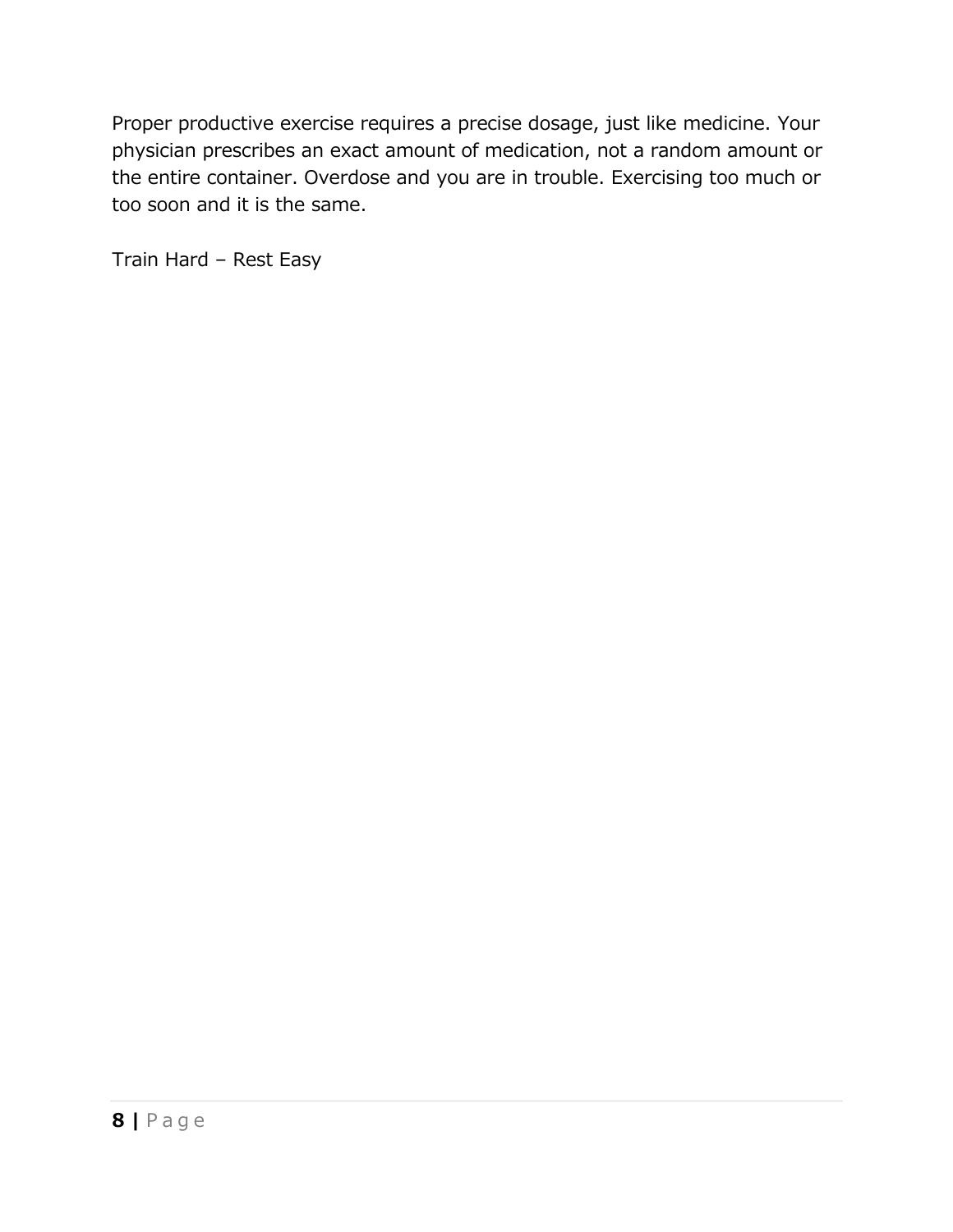Proper productive exercise requires a precise dosage, just like medicine. Your physician prescribes an exact amount of medication, not a random amount or the entire container. Overdose and you are in trouble. Exercising too much or too soon and it is the same.

Train Hard – Rest Easy